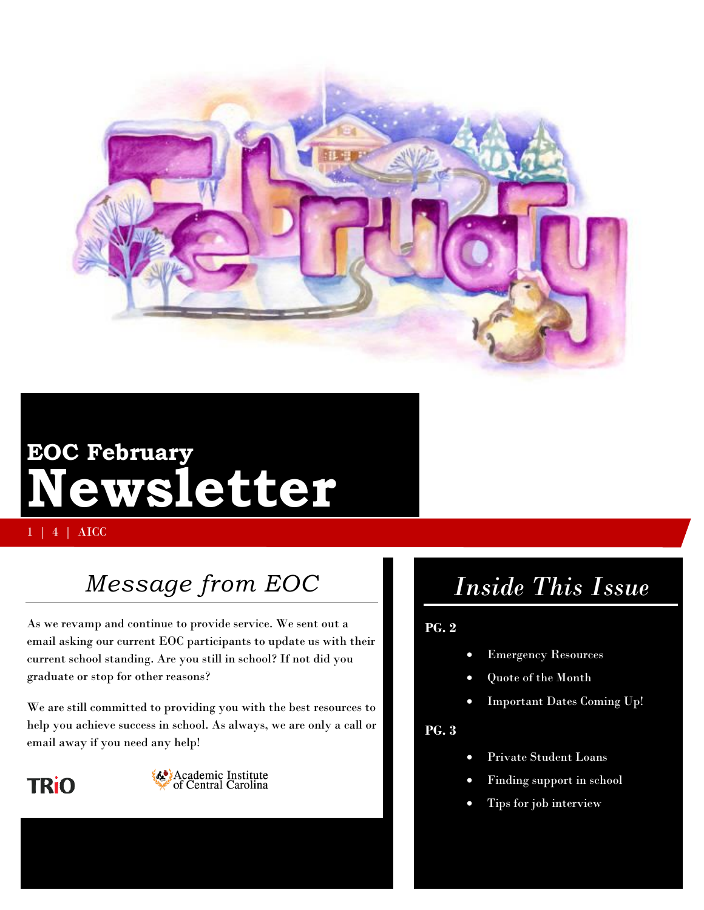# EOC February Newsletter

1 | 4 | AICC

## *Message from EOC*

As we revamp and continue to provide service. We sent out a email asking our current EOC participants to update us with their current school standing. Are you still in school? If not did you graduate or stop for other reasons?

We are still committed to providing you with the best resources to help you achieve success in school. As always, we are only a call or email away if you need any help!

TRiO

Academic Institute of Central Carolina

## *Inside This Issue*

**PG. 2**

- Emergency Resources
- Quote of the Month
- Important Dates Coming Up!

**PG. 3**

- Private Student Loans
- Finding support in school
- Tips for job interview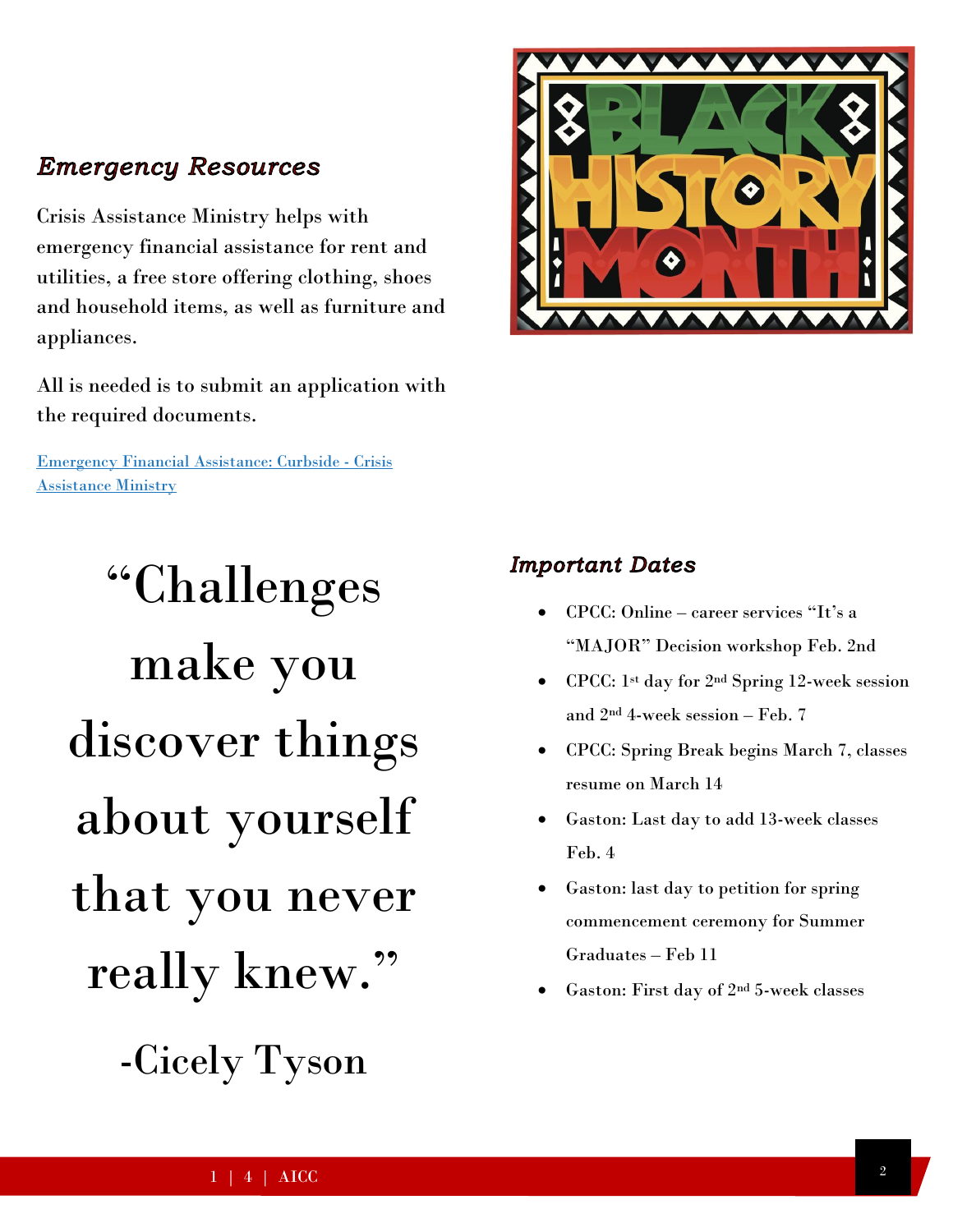## *Emergency Resources*

Crisis Assistance Ministry helps with emergency financial assistance for rent and utilities, a free store offering clothing, shoes and household items, as well as furniture and appliances.

All is needed is to submit an application with the required documents.

[Emergency Financial Assistance: Curbside - Crisis Assistance Ministry]

BLACK HISTORY MONTH

"Challenges make you discover things about yourself that you never really knew."

-Cicely Tyson

## *Important Dates*

- CPCC: Online – career services "It's a "MAJOR" Decision workshop Feb. 2nd
- CPCC: 1st day for 2nd Spring 12-week session and 2nd 4-week session – Feb. 7
- CPCC: Spring Break begins March 7, classes resume on March 14
- Gaston: Last day to add 13-week classes Feb. 4
- Gaston: last day to petition for spring commencement ceremony for Summer Graduates – Feb 11
- Gaston: First day of 2nd 5-week classes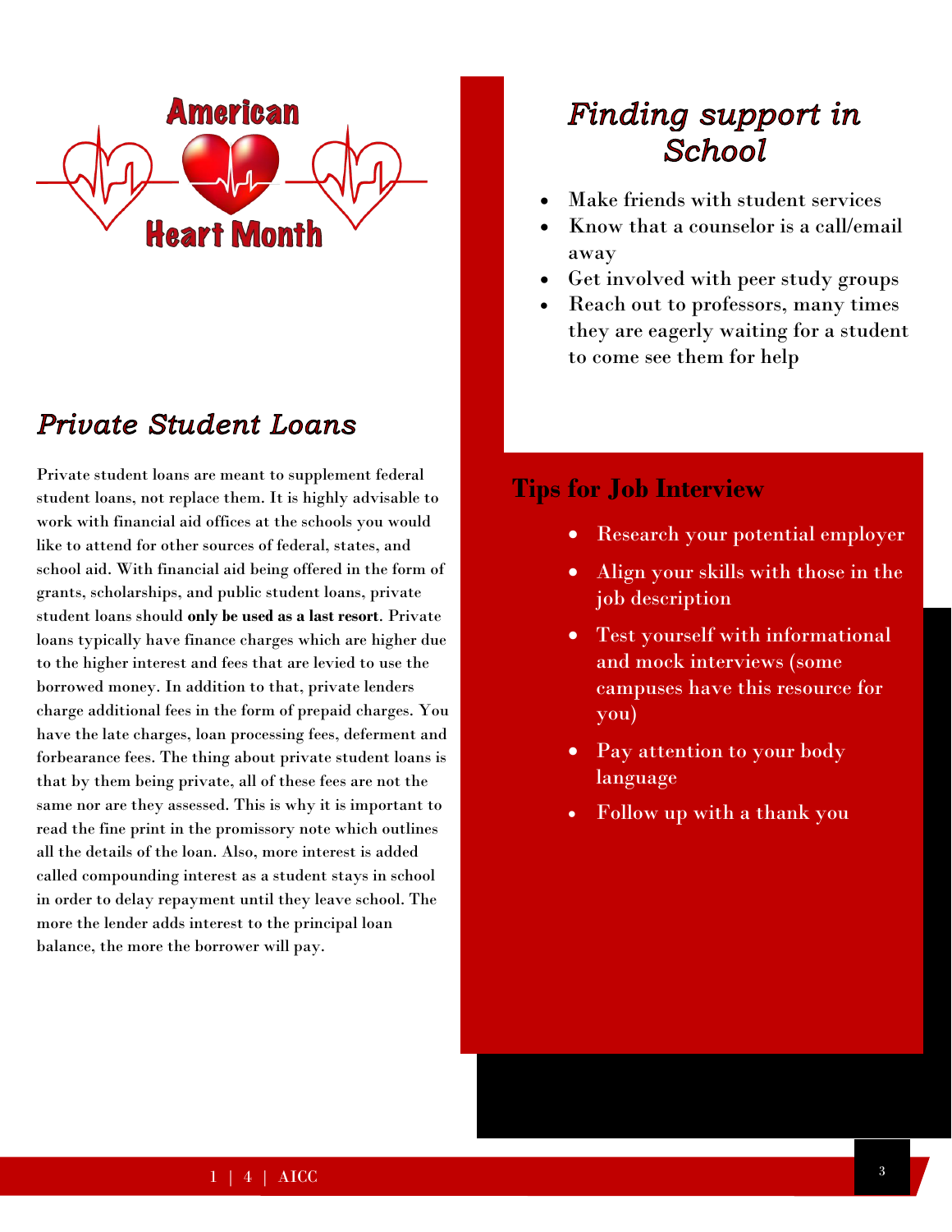American Heart Month

## *Private Student Loans*

Private student loans are meant to supplement federal student loans, not replace them. It is highly advisable to work with financial aid offices at the schools you would like to attend for other sources of federal, states, and school aid. With financial aid being offered in the form of grants, scholarships, and public student loans, private student loans should **only be used as a last resort**. Private loans typically have finance charges which are higher due to the higher interest and fees that are levied to use the borrowed money. In addition to that, private lenders charge additional fees in the form of prepaid charges. You have the late charges, loan processing fees, deferment and forbearance fees. The thing about private student loans is that by them being private, all of these fees are not the same nor are they assessed. This is why it is important to read the fine print in the promissory note which outlines all the details of the loan. Also, more interest is added called compounding interest as a student stays in school in order to delay repayment until they leave school. The more the lender adds interest to the principal loan balance, the more the borrower will pay.

## *Finding support in School*

- Make friends with student services
- Know that a counselor is a call/email away
- Get involved with peer study groups
- Reach out to professors, many times they are eagerly waiting for a student to come see them for help

## Tips for Job Interview

- Research your potential employer
- Align your skills with those in the job description
- Test yourself with informational and mock interviews (some campuses have this resource for you)
- Pay attention to your body language
- Follow up with a thank you